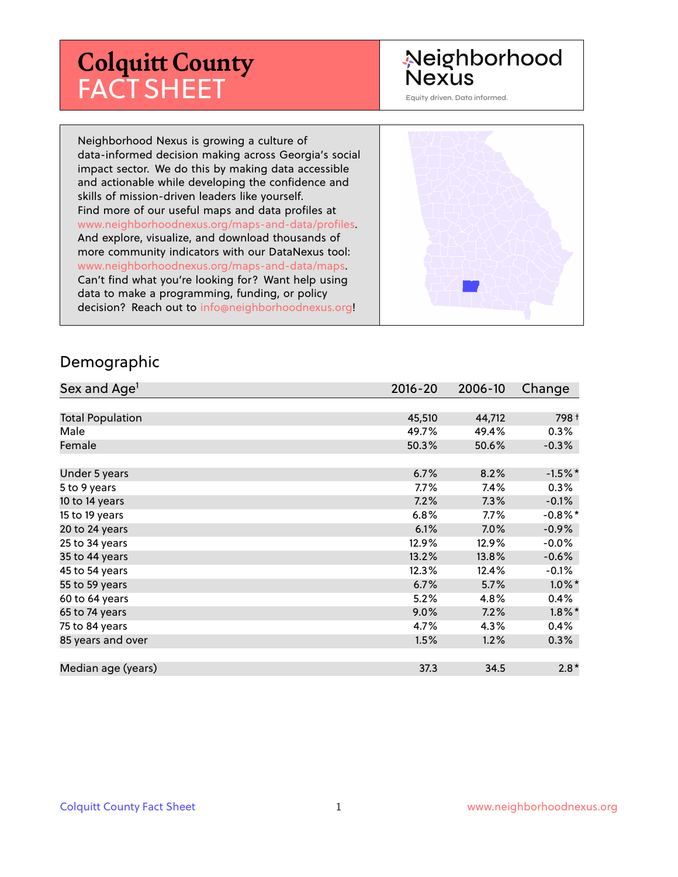# Colquitt County FACT SHEET

Neighborhood Nexus

Equity driven. Data informed.

Neighborhood Nexus is growing a culture of data-informed decision making across Georgia's social impact sector. We do this by making data accessible and actionable while developing the confidence and skills of mission-driven leaders like yourself. Find more of our useful maps and data profiles at www.neighborhoodnexus.org/maps-and-data/profiles. And explore, visualize, and download thousands of more community indicators with our DataNexus tool: www.neighborhoodnexus.org/maps-and-data/maps. Can't find what you're looking for? Want help using data to make a programming, funding, or policy decision? Reach out to info@neighborhoodnexus.org!

## Demographic

| Sex and Age[1] | 2016-20 | 2006-10 | Change |
|---|---|---|---|
| Total Population | 45,510 | 44,712 | 798 † |
| Male | 49.7% | 49.4% | 0.3% |
| Female | 50.3% | 50.6% | -0.3% |
| | | | |
| Under 5 years | 6.7% | 8.2% | -1.5%* |
| 5 to 9 years | 7.7% | 7.4% | 0.3% |
| 10 to 14 years | 7.2% | 7.3% | -0.1% |
| 15 to 19 years | 6.8% | 7.7% | -0.8%* |
| 20 to 24 years | 6.1% | 7.0% | -0.9% |
| 25 to 34 years | 12.9% | 12.9% | -0.0% |
| 35 to 44 years | 13.2% | 13.8% | -0.6% |
| 45 to 54 years | 12.3% | 12.4% | -0.1% |
| 55 to 59 years | 6.7% | 5.7% | 1.0%* |
| 60 to 64 years | 5.2% | 4.8% | 0.4% |
| 65 to 74 years | 9.0% | 7.2% | 1.8%* |
| 75 to 84 years | 4.7% | 4.3% | 0.4% |
| 85 years and over | 1.5% | 1.2% | 0.3% |
| | | | |
| Median age (years) | 37.3 | 34.5 | 2.8* |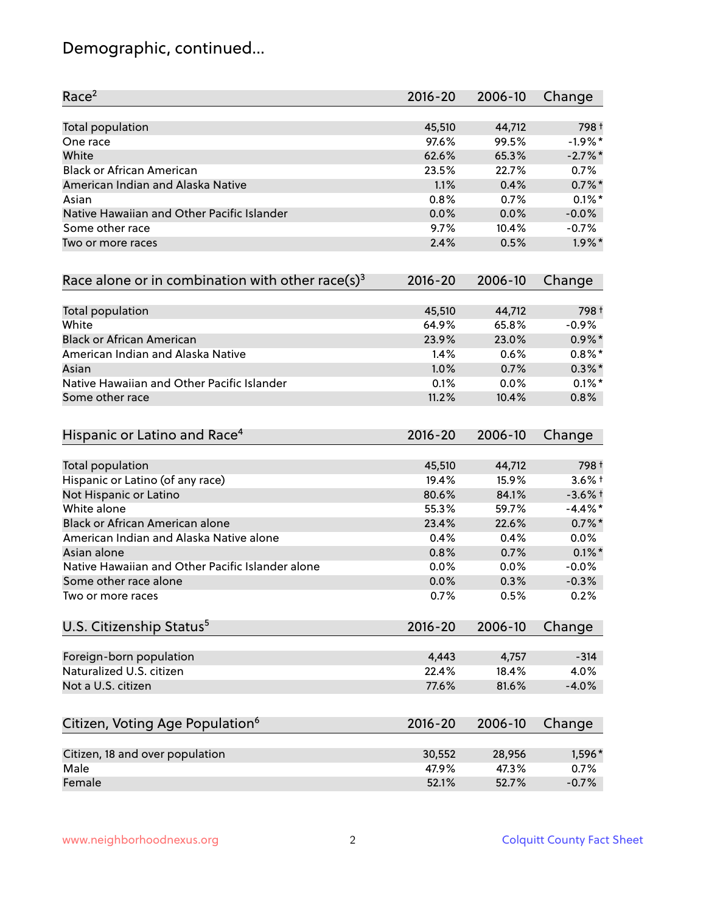# Demographic, continued...

| Race[2] | 2016-20 | 2006-10 | Change |
|---|---|---|---|
| Total population | 45,510 | 44,712 | 798 † |
| One race | 97.6% | 99.5% | -1.9% * |
| White | 62.6% | 65.3% | -2.7% * |
| Black or African American | 23.5% | 22.7% | 0.7% |
| American Indian and Alaska Native | 1.1% | 0.4% | 0.7% * |
| Asian | 0.8% | 0.7% | 0.1% * |
| Native Hawaiian and Other Pacific Islander | 0.0% | 0.0% | -0.0% |
| Some other race | 9.7% | 10.4% | -0.7% |
| Two or more races | 2.4% | 0.5% | 1.9% * |

| Race alone or in combination with other race(s)[3] | 2016-20 | 2006-10 | Change |
|---|---|---|---|
| Total population | 45,510 | 44,712 | 798 † |
| White | 64.9% | 65.8% | -0.9% |
| Black or African American | 23.9% | 23.0% | 0.9% * |
| American Indian and Alaska Native | 1.4% | 0.6% | 0.8% * |
| Asian | 1.0% | 0.7% | 0.3% * |
| Native Hawaiian and Other Pacific Islander | 0.1% | 0.0% | 0.1% * |
| Some other race | 11.2% | 10.4% | 0.8% |

| Hispanic or Latino and Race[4] | 2016-20 | 2006-10 | Change |
|---|---|---|---|
| Total population | 45,510 | 44,712 | 798 † |
| Hispanic or Latino (of any race) | 19.4% | 15.9% | 3.6% † |
| Not Hispanic or Latino | 80.6% | 84.1% | -3.6% † |
| White alone | 55.3% | 59.7% | -4.4% * |
| Black or African American alone | 23.4% | 22.6% | 0.7% * |
| American Indian and Alaska Native alone | 0.4% | 0.4% | 0.0% |
| Asian alone | 0.8% | 0.7% | 0.1% * |
| Native Hawaiian and Other Pacific Islander alone | 0.0% | 0.0% | -0.0% |
| Some other race alone | 0.0% | 0.3% | -0.3% |
| Two or more races | 0.7% | 0.5% | 0.2% |

| U.S. Citizenship Status[5] | 2016-20 | 2006-10 | Change |
|---|---|---|---|
| Foreign-born population | 4,443 | 4,757 | -314 |
| Naturalized U.S. citizen | 22.4% | 18.4% | 4.0% |
| Not a U.S. citizen | 77.6% | 81.6% | -4.0% |

| Citizen, Voting Age Population[6] | 2016-20 | 2006-10 | Change |
|---|---|---|---|
| Citizen, 18 and over population | 30,552 | 28,956 | 1,596 * |
| Male | 47.9% | 47.3% | 0.7% |
| Female | 52.1% | 52.7% | -0.7% |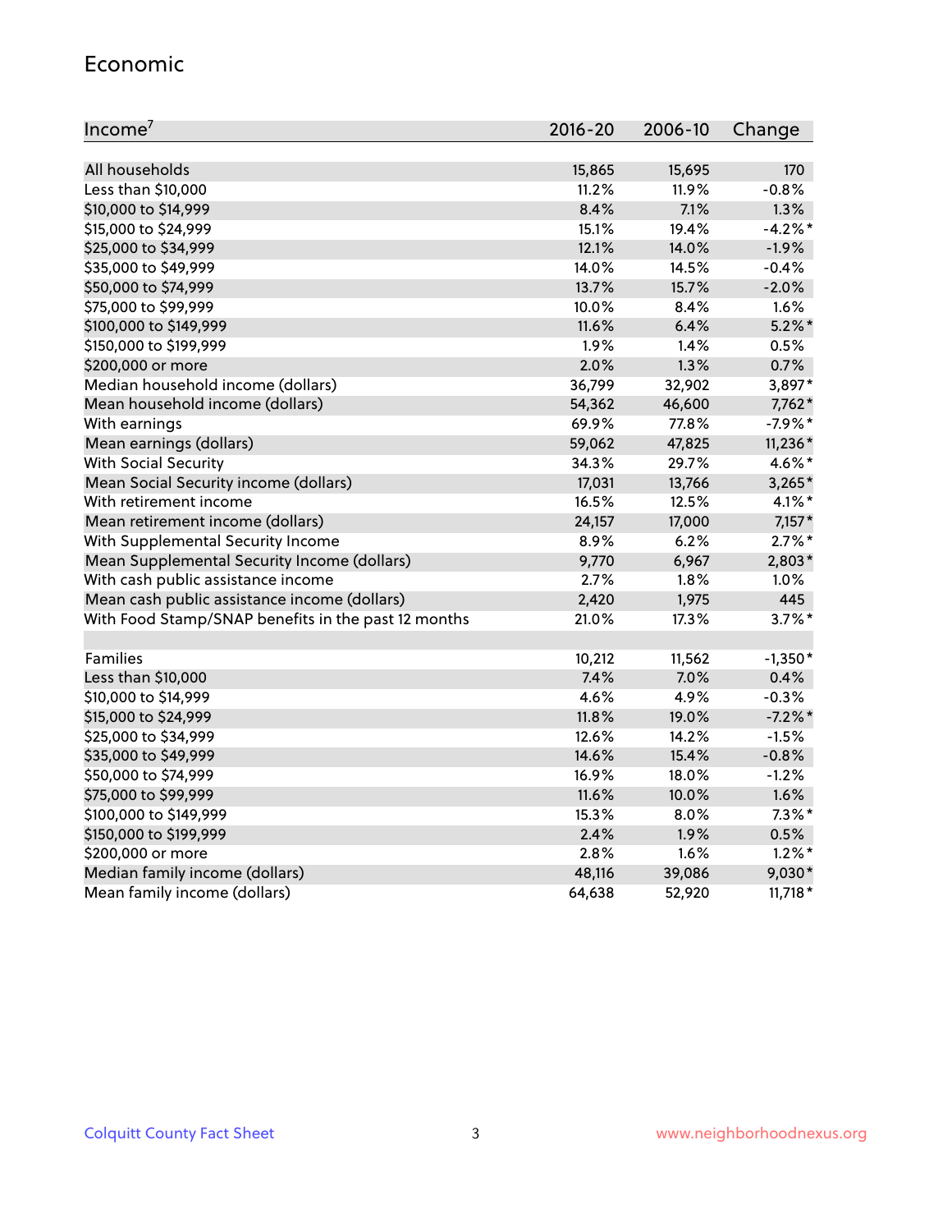## Economic

| Income[7] | 2016-20 | 2006-10 | Change |
|---|---|---|---|
| All households | 15,865 | 15,695 | 170 |
| Less than $10,000 | 11.2% | 11.9% | -0.8% |
| $10,000 to $14,999 | 8.4% | 7.1% | 1.3% |
| $15,000 to $24,999 | 15.1% | 19.4% | -4.2%* |
| $25,000 to $34,999 | 12.1% | 14.0% | -1.9% |
| $35,000 to $49,999 | 14.0% | 14.5% | -0.4% |
| $50,000 to $74,999 | 13.7% | 15.7% | -2.0% |
| $75,000 to $99,999 | 10.0% | 8.4% | 1.6% |
| $100,000 to $149,999 | 11.6% | 6.4% | 5.2%* |
| $150,000 to $199,999 | 1.9% | 1.4% | 0.5% |
| $200,000 or more | 2.0% | 1.3% | 0.7% |
| Median household income (dollars) | 36,799 | 32,902 | 3,897* |
| Mean household income (dollars) | 54,362 | 46,600 | 7,762* |
| With earnings | 69.9% | 77.8% | -7.9%* |
| Mean earnings (dollars) | 59,062 | 47,825 | 11,236* |
| With Social Security | 34.3% | 29.7% | 4.6%* |
| Mean Social Security income (dollars) | 17,031 | 13,766 | 3,265* |
| With retirement income | 16.5% | 12.5% | 4.1%* |
| Mean retirement income (dollars) | 24,157 | 17,000 | 7,157* |
| With Supplemental Security Income | 8.9% | 6.2% | 2.7%* |
| Mean Supplemental Security Income (dollars) | 9,770 | 6,967 | 2,803* |
| With cash public assistance income | 2.7% | 1.8% | 1.0% |
| Mean cash public assistance income (dollars) | 2,420 | 1,975 | 445 |
| With Food Stamp/SNAP benefits in the past 12 months | 21.0% | 17.3% | 3.7%* |
| | | | |
| Families | 10,212 | 11,562 | -1,350* |
| Less than $10,000 | 7.4% | 7.0% | 0.4% |
| $10,000 to $14,999 | 4.6% | 4.9% | -0.3% |
| $15,000 to $24,999 | 11.8% | 19.0% | -7.2%* |
| $25,000 to $34,999 | 12.6% | 14.2% | -1.5% |
| $35,000 to $49,999 | 14.6% | 15.4% | -0.8% |
| $50,000 to $74,999 | 16.9% | 18.0% | -1.2% |
| $75,000 to $99,999 | 11.6% | 10.0% | 1.6% |
| $100,000 to $149,999 | 15.3% | 8.0% | 7.3%* |
| $150,000 to $199,999 | 2.4% | 1.9% | 0.5% |
| $200,000 or more | 2.8% | 1.6% | 1.2%* |
| Median family income (dollars) | 48,116 | 39,086 | 9,030* |
| Mean family income (dollars) | 64,638 | 52,920 | 11,718* |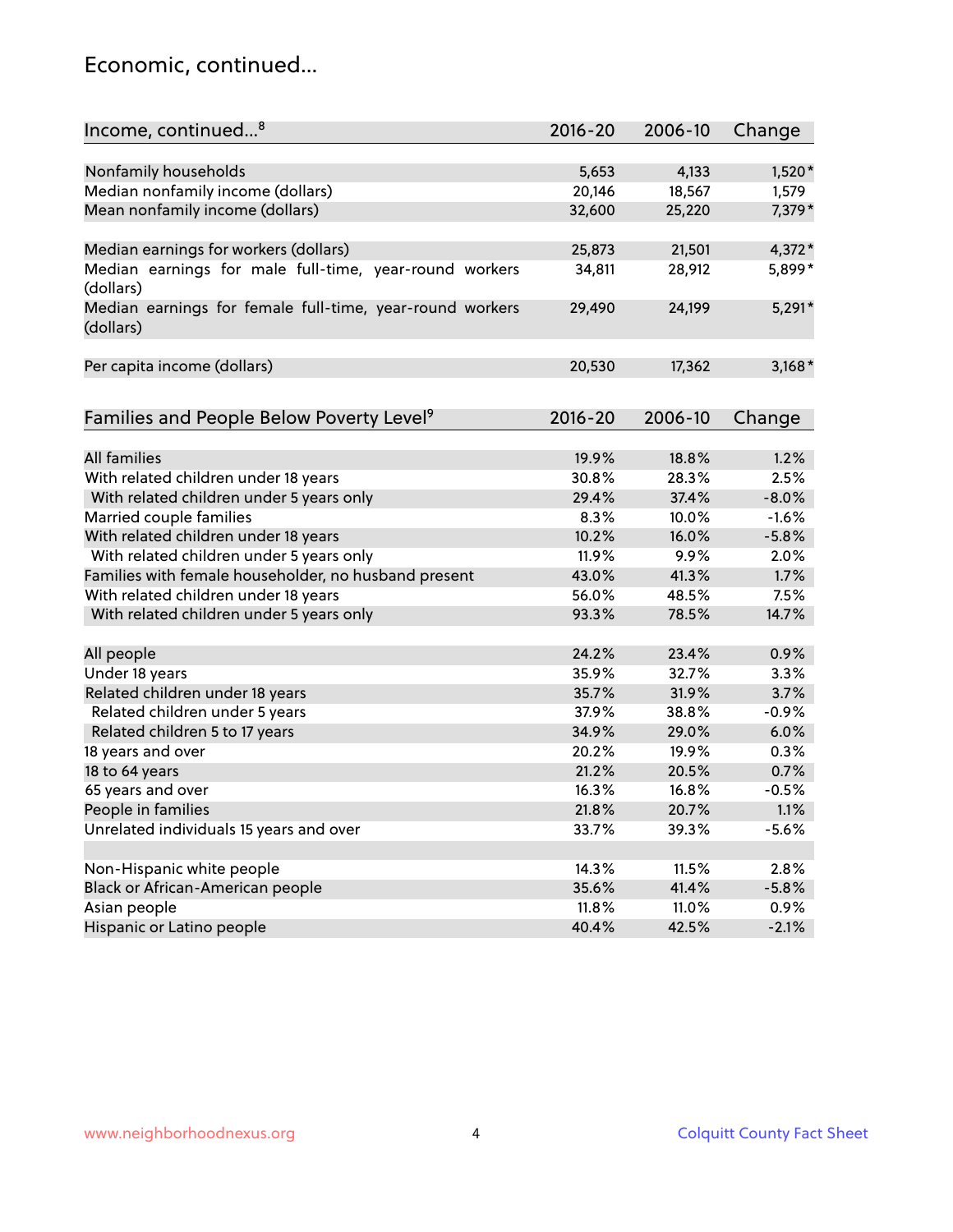## Economic, continued...

| Income, continued...[8] | 2016-20 | 2006-10 | Change |
|---|---|---|---|
| Nonfamily households | 5,653 | 4,133 | 1,520* |
| Median nonfamily income (dollars) | 20,146 | 18,567 | 1,579 |
| Mean nonfamily income (dollars) | 32,600 | 25,220 | 7,379* |
| Median earnings for workers (dollars) | 25,873 | 21,501 | 4,372* |
| Median earnings for male full-time, year-round workers (dollars) | 34,811 | 28,912 | 5,899* |
| Median earnings for female full-time, year-round workers (dollars) | 29,490 | 24,199 | 5,291* |
| Per capita income (dollars) | 20,530 | 17,362 | 3,168* |

| Families and People Below Poverty Level[9] | 2016-20 | 2006-10 | Change |
|---|---|---|---|
| All families | 19.9% | 18.8% | 1.2% |
| With related children under 18 years | 30.8% | 28.3% | 2.5% |
| With related children under 5 years only | 29.4% | 37.4% | -8.0% |
| Married couple families | 8.3% | 10.0% | -1.6% |
| With related children under 18 years | 10.2% | 16.0% | -5.8% |
| With related children under 5 years only | 11.9% | 9.9% | 2.0% |
| Families with female householder, no husband present | 43.0% | 41.3% | 1.7% |
| With related children under 18 years | 56.0% | 48.5% | 7.5% |
| With related children under 5 years only | 93.3% | 78.5% | 14.7% |
| All people | 24.2% | 23.4% | 0.9% |
| Under 18 years | 35.9% | 32.7% | 3.3% |
| Related children under 18 years | 35.7% | 31.9% | 3.7% |
| Related children under 5 years | 37.9% | 38.8% | -0.9% |
| Related children 5 to 17 years | 34.9% | 29.0% | 6.0% |
| 18 years and over | 20.2% | 19.9% | 0.3% |
| 18 to 64 years | 21.2% | 20.5% | 0.7% |
| 65 years and over | 16.3% | 16.8% | -0.5% |
| People in families | 21.8% | 20.7% | 1.1% |
| Unrelated individuals 15 years and over | 33.7% | 39.3% | -5.6% |
| Non-Hispanic white people | 14.3% | 11.5% | 2.8% |
| Black or African-American people | 35.6% | 41.4% | -5.8% |
| Asian people | 11.8% | 11.0% | 0.9% |
| Hispanic or Latino people | 40.4% | 42.5% | -2.1% |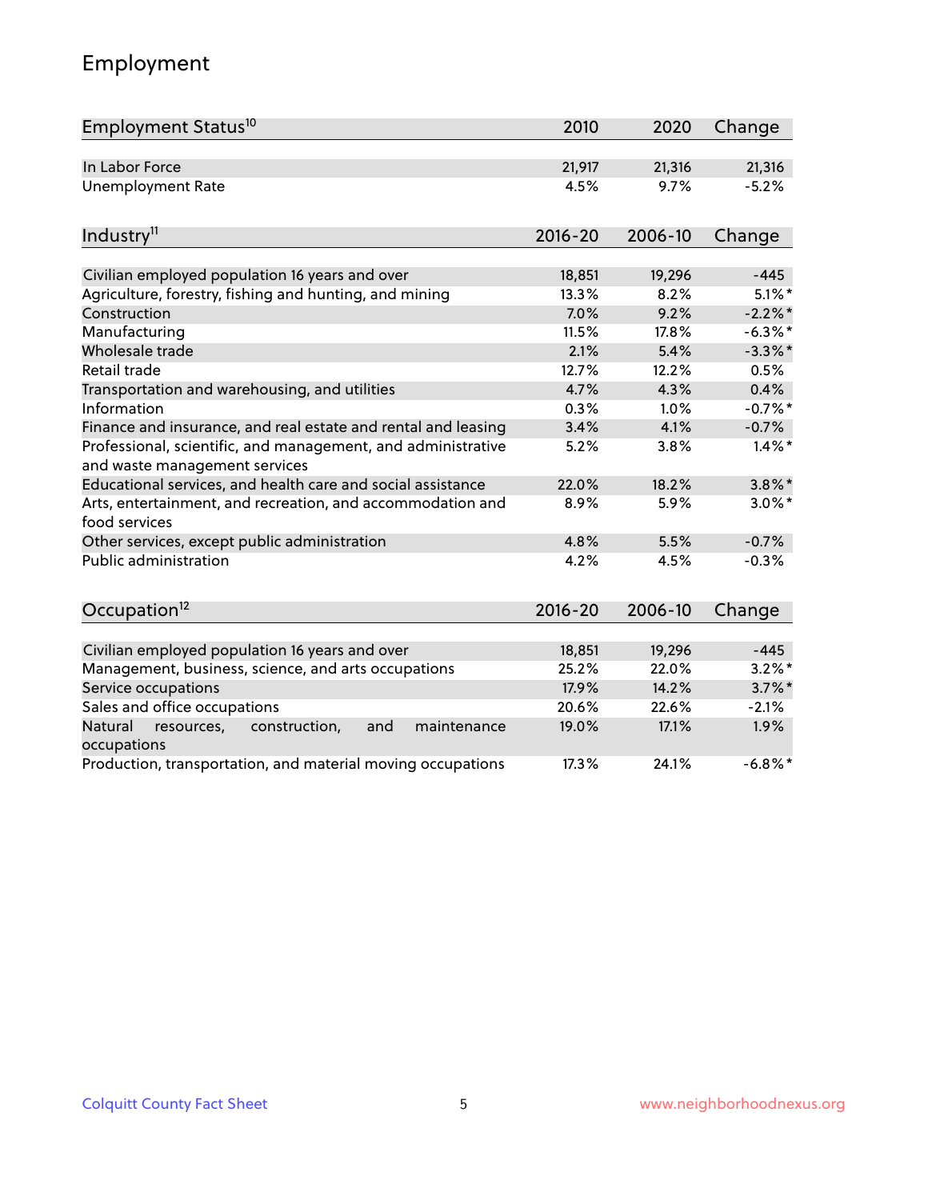# Employment

| Employment Status[10] | 2010 | 2020 | Change |
|---|---|---|---|
| In Labor Force | 21,917 | 21,316 | 21,316 |
| Unemployment Rate | 4.5% | 9.7% | -5.2% |

| Industry[11] | 2016-20 | 2006-10 | Change |
|---|---|---|---|
| Civilian employed population 16 years and over | 18,851 | 19,296 | -445 |
| Agriculture, forestry, fishing and hunting, and mining | 13.3% | 8.2% | 5.1%* |
| Construction | 7.0% | 9.2% | -2.2%* |
| Manufacturing | 11.5% | 17.8% | -6.3%* |
| Wholesale trade | 2.1% | 5.4% | -3.3%* |
| Retail trade | 12.7% | 12.2% | 0.5% |
| Transportation and warehousing, and utilities | 4.7% | 4.3% | 0.4% |
| Information | 0.3% | 1.0% | -0.7%* |
| Finance and insurance, and real estate and rental and leasing | 3.4% | 4.1% | -0.7% |
| Professional, scientific, and management, and administrative and waste management services | 5.2% | 3.8% | 1.4%* |
| Educational services, and health care and social assistance | 22.0% | 18.2% | 3.8%* |
| Arts, entertainment, and recreation, and accommodation and food services | 8.9% | 5.9% | 3.0%* |
| Other services, except public administration | 4.8% | 5.5% | -0.7% |
| Public administration | 4.2% | 4.5% | -0.3% |

| Occupation[12] | 2016-20 | 2006-10 | Change |
|---|---|---|---|
| Civilian employed population 16 years and over | 18,851 | 19,296 | -445 |
| Management, business, science, and arts occupations | 25.2% | 22.0% | 3.2%* |
| Service occupations | 17.9% | 14.2% | 3.7%* |
| Sales and office occupations | 20.6% | 22.6% | -2.1% |
| Natural resources, construction, and maintenance occupations | 19.0% | 17.1% | 1.9% |
| Production, transportation, and material moving occupations | 17.3% | 24.1% | -6.8%* |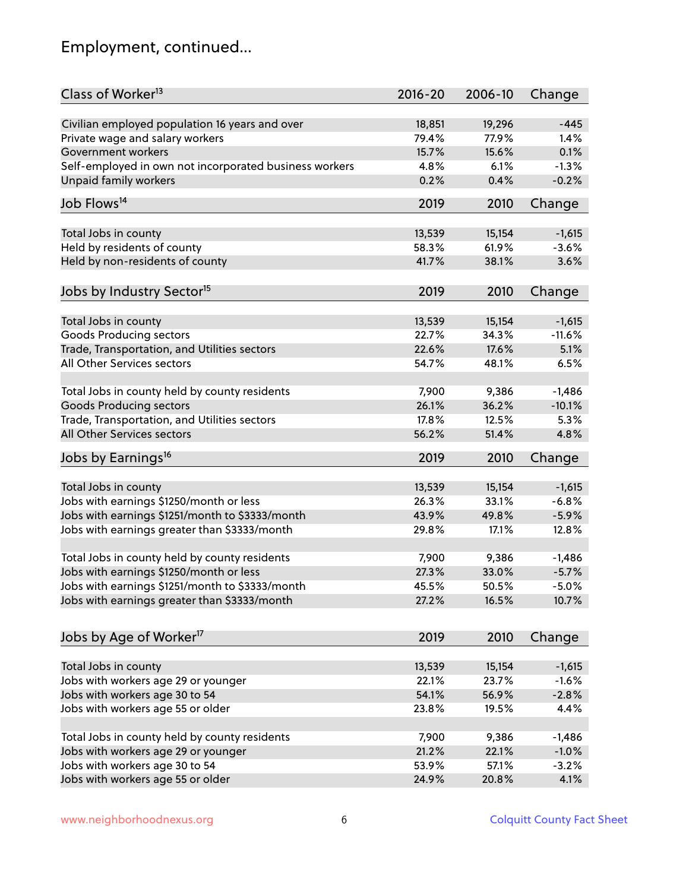## Employment, continued...

| Class of Worker[13] | 2016-20 | 2006-10 | Change |
|---|---|---|---|
| Civilian employed population 16 years and over | 18,851 | 19,296 | -445 |
| Private wage and salary workers | 79.4% | 77.9% | 1.4% |
| Government workers | 15.7% | 15.6% | 0.1% |
| Self-employed in own not incorporated business workers | 4.8% | 6.1% | -1.3% |
| Unpaid family workers | 0.2% | 0.4% | -0.2% |

| Job Flows[14] | 2019 | 2010 | Change |
|---|---|---|---|
| Total Jobs in county | 13,539 | 15,154 | -1,615 |
| Held by residents of county | 58.3% | 61.9% | -3.6% |
| Held by non-residents of county | 41.7% | 38.1% | 3.6% |

| Jobs by Industry Sector[15] | 2019 | 2010 | Change |
|---|---|---|---|
| Total Jobs in county | 13,539 | 15,154 | -1,615 |
| Goods Producing sectors | 22.7% | 34.3% | -11.6% |
| Trade, Transportation, and Utilities sectors | 22.6% | 17.6% | 5.1% |
| All Other Services sectors | 54.7% | 48.1% | 6.5% |
| | | | |
| Total Jobs in county held by county residents | 7,900 | 9,386 | -1,486 |
| Goods Producing sectors | 26.1% | 36.2% | -10.1% |
| Trade, Transportation, and Utilities sectors | 17.8% | 12.5% | 5.3% |
| All Other Services sectors | 56.2% | 51.4% | 4.8% |

| Jobs by Earnings[16] | 2019 | 2010 | Change |
|---|---|---|---|
| Total Jobs in county | 13,539 | 15,154 | -1,615 |
| Jobs with earnings \$1250/month or less | 26.3% | 33.1% | -6.8% |
| Jobs with earnings \$1251/month to \$3333/month | 43.9% | 49.8% | -5.9% |
| Jobs with earnings greater than \$3333/month | 29.8% | 17.1% | 12.8% |
| | | | |
| Total Jobs in county held by county residents | 7,900 | 9,386 | -1,486 |
| Jobs with earnings \$1250/month or less | 27.3% | 33.0% | -5.7% |
| Jobs with earnings \$1251/month to \$3333/month | 45.5% | 50.5% | -5.0% |
| Jobs with earnings greater than \$3333/month | 27.2% | 16.5% | 10.7% |

| Jobs by Age of Worker[17] | 2019 | 2010 | Change |
|---|---|---|---|
| Total Jobs in county | 13,539 | 15,154 | -1,615 |
| Jobs with workers age 29 or younger | 22.1% | 23.7% | -1.6% |
| Jobs with workers age 30 to 54 | 54.1% | 56.9% | -2.8% |
| Jobs with workers age 55 or older | 23.8% | 19.5% | 4.4% |
| | | | |
| Total Jobs in county held by county residents | 7,900 | 9,386 | -1,486 |
| Jobs with workers age 29 or younger | 21.2% | 22.1% | -1.0% |
| Jobs with workers age 30 to 54 | 53.9% | 57.1% | -3.2% |
| Jobs with workers age 55 or older | 24.9% | 20.8% | 4.1% |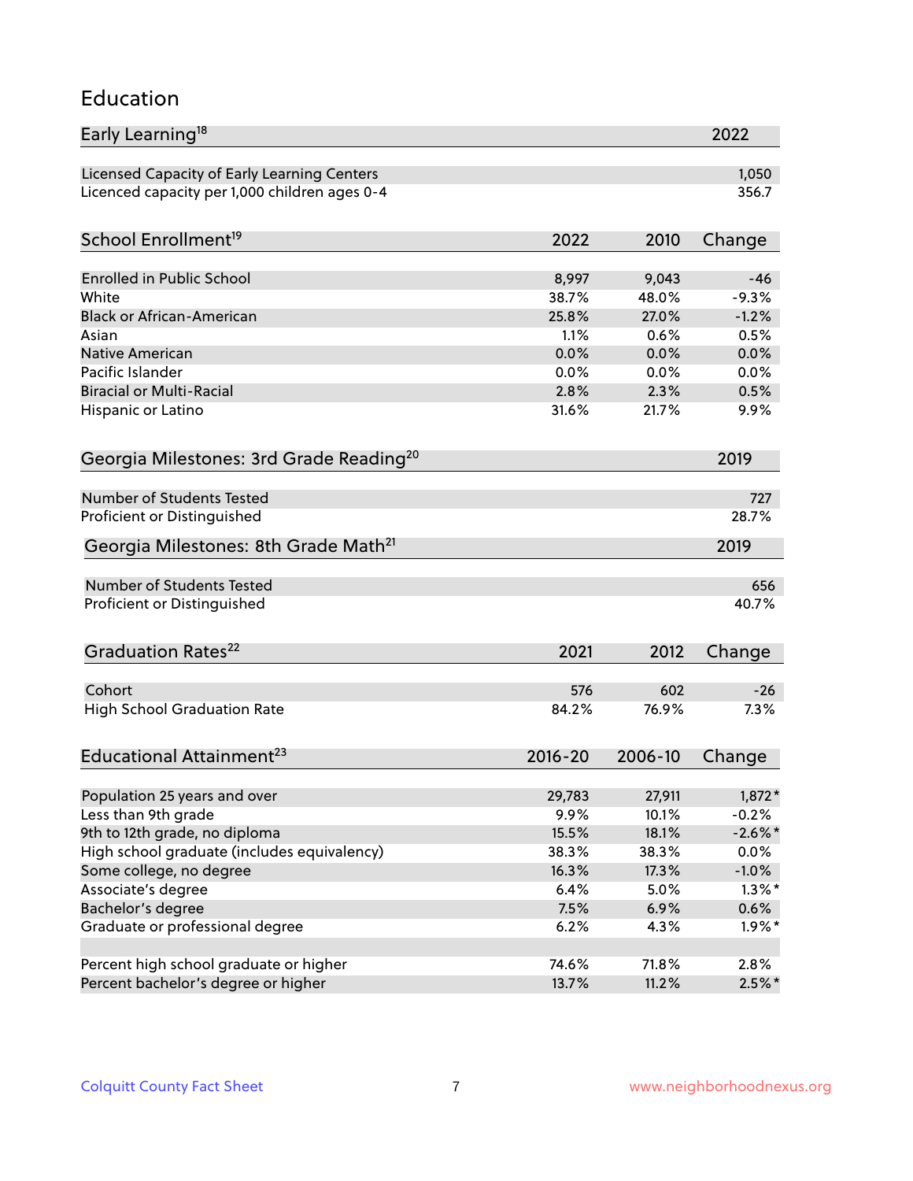## Education

| Early Learning[18] | 2022 |
|---|---|
| Licensed Capacity of Early Learning Centers | 1,050 |
| Licenced capacity per 1,000 children ages 0-4 | 356.7 |

| School Enrollment[19] | 2022 | 2010 | Change |
|---|---|---|---|
| Enrolled in Public School | 8,997 | 9,043 | -46 |
| White | 38.7% | 48.0% | -9.3% |
| Black or African-American | 25.8% | 27.0% | -1.2% |
| Asian | 1.1% | 0.6% | 0.5% |
| Native American | 0.0% | 0.0% | 0.0% |
| Pacific Islander | 0.0% | 0.0% | 0.0% |
| Biracial or Multi-Racial | 2.8% | 2.3% | 0.5% |
| Hispanic or Latino | 31.6% | 21.7% | 9.9% |

| Georgia Milestones: 3rd Grade Reading[20] | 2019 |
|---|---|
| Number of Students Tested | 727 |
| Proficient or Distinguished | 28.7% |

| Georgia Milestones: 8th Grade Math[21] | 2019 |
|---|---|
| Number of Students Tested | 656 |
| Proficient or Distinguished | 40.7% |

| Graduation Rates[22] | 2021 | 2012 | Change |
|---|---|---|---|
| Cohort | 576 | 602 | -26 |
| High School Graduation Rate | 84.2% | 76.9% | 7.3% |

| Educational Attainment[23] | 2016-20 | 2006-10 | Change |
|---|---|---|---|
| Population 25 years and over | 29,783 | 27,911 | 1,872* |
| Less than 9th grade | 9.9% | 10.1% | -0.2% |
| 9th to 12th grade, no diploma | 15.5% | 18.1% | -2.6%* |
| High school graduate (includes equivalency) | 38.3% | 38.3% | 0.0% |
| Some college, no degree | 16.3% | 17.3% | -1.0% |
| Associate's degree | 6.4% | 5.0% | 1.3%* |
| Bachelor's degree | 7.5% | 6.9% | 0.6% |
| Graduate or professional degree | 6.2% | 4.3% | 1.9%* |
| | | | |
| Percent high school graduate or higher | 74.6% | 71.8% | 2.8% |
| Percent bachelor's degree or higher | 13.7% | 11.2% | 2.5%* |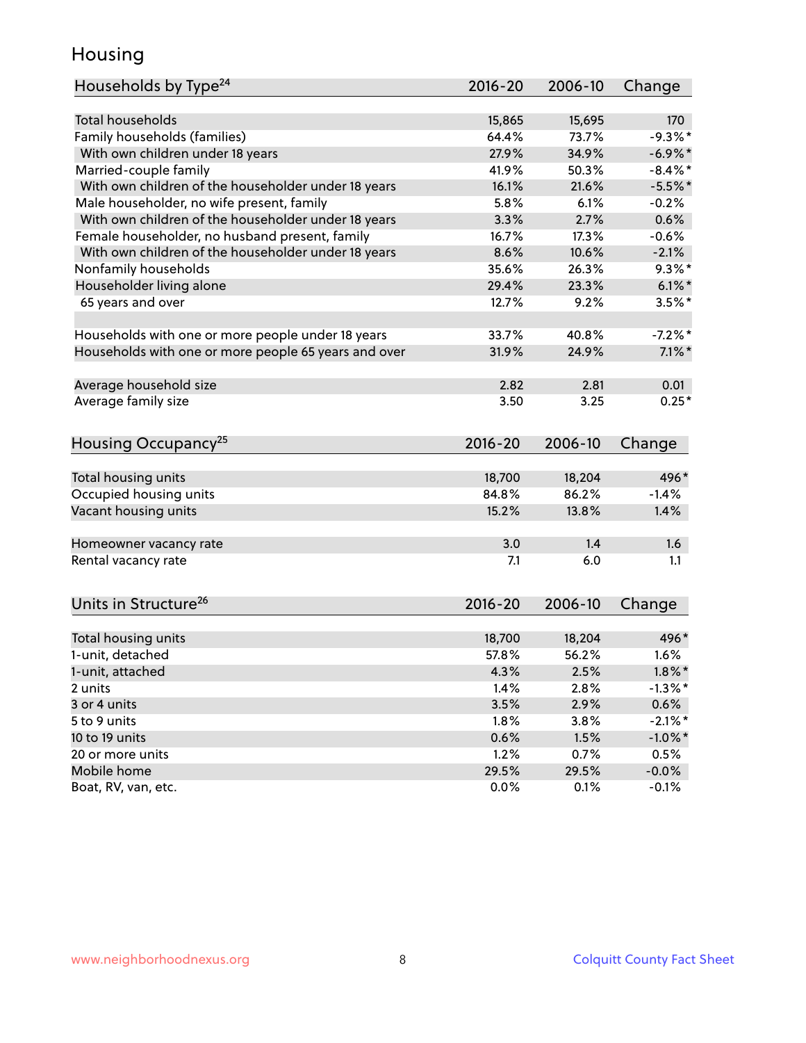# Housing

| Households by Type[24] | 2016-20 | 2006-10 | Change |
|---|---|---|---|
| Total households | 15,865 | 15,695 | 170 |
| Family households (families) | 64.4% | 73.7% | -9.3%* |
| With own children under 18 years | 27.9% | 34.9% | -6.9%* |
| Married-couple family | 41.9% | 50.3% | -8.4%* |
| With own children of the householder under 18 years | 16.1% | 21.6% | -5.5%* |
| Male householder, no wife present, family | 5.8% | 6.1% | -0.2% |
| With own children of the householder under 18 years | 3.3% | 2.7% | 0.6% |
| Female householder, no husband present, family | 16.7% | 17.3% | -0.6% |
| With own children of the householder under 18 years | 8.6% | 10.6% | -2.1% |
| Nonfamily households | 35.6% | 26.3% | 9.3%* |
| Householder living alone | 29.4% | 23.3% | 6.1%* |
| 65 years and over | 12.7% | 9.2% | 3.5%* |
| | | | |
| Households with one or more people under 18 years | 33.7% | 40.8% | -7.2%* |
| Households with one or more people 65 years and over | 31.9% | 24.9% | 7.1%* |
| | | | |
| Average household size | 2.82 | 2.81 | 0.01 |
| Average family size | 3.50 | 3.25 | 0.25* |

| Housing Occupancy[25] | 2016-20 | 2006-10 | Change |
|---|---|---|---|
| Total housing units | 18,700 | 18,204 | 496* |
| Occupied housing units | 84.8% | 86.2% | -1.4% |
| Vacant housing units | 15.2% | 13.8% | 1.4% |
| | | | |
| Homeowner vacancy rate | 3.0 | 1.4 | 1.6 |
| Rental vacancy rate | 7.1 | 6.0 | 1.1 |

| Units in Structure[26] | 2016-20 | 2006-10 | Change |
|---|---|---|---|
| Total housing units | 18,700 | 18,204 | 496* |
| 1-unit, detached | 57.8% | 56.2% | 1.6% |
| 1-unit, attached | 4.3% | 2.5% | 1.8%* |
| 2 units | 1.4% | 2.8% | -1.3%* |
| 3 or 4 units | 3.5% | 2.9% | 0.6% |
| 5 to 9 units | 1.8% | 3.8% | -2.1%* |
| 10 to 19 units | 0.6% | 1.5% | -1.0%* |
| 20 or more units | 1.2% | 0.7% | 0.5% |
| Mobile home | 29.5% | 29.5% | -0.0% |
| Boat, RV, van, etc. | 0.0% | 0.1% | -0.1% |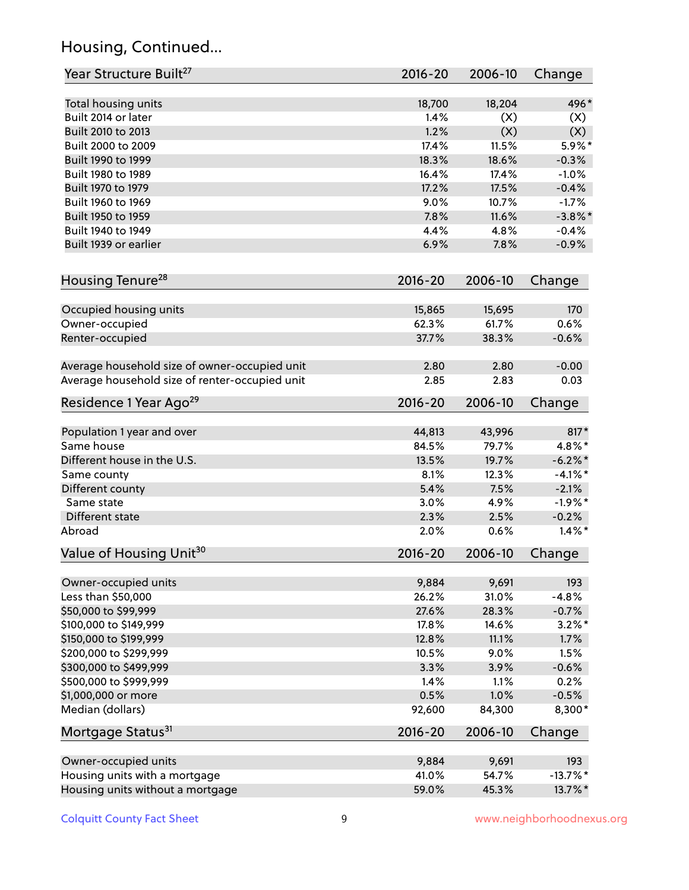## Housing, Continued...

| Year Structure Built[27] | 2016-20 | 2006-10 | Change |
|---|---|---|---|
| Total housing units | 18,700 | 18,204 | 496* |
| Built 2014 or later | 1.4% | (X) | (X) |
| Built 2010 to 2013 | 1.2% | (X) | (X) |
| Built 2000 to 2009 | 17.4% | 11.5% | 5.9%* |
| Built 1990 to 1999 | 18.3% | 18.6% | -0.3% |
| Built 1980 to 1989 | 16.4% | 17.4% | -1.0% |
| Built 1970 to 1979 | 17.2% | 17.5% | -0.4% |
| Built 1960 to 1969 | 9.0% | 10.7% | -1.7% |
| Built 1950 to 1959 | 7.8% | 11.6% | -3.8%* |
| Built 1940 to 1949 | 4.4% | 4.8% | -0.4% |
| Built 1939 or earlier | 6.9% | 7.8% | -0.9% |

| Housing Tenure[28] | 2016-20 | 2006-10 | Change |
|---|---|---|---|
| Occupied housing units | 15,865 | 15,695 | 170 |
| Owner-occupied | 62.3% | 61.7% | 0.6% |
| Renter-occupied | 37.7% | 38.3% | -0.6% |
| Average household size of owner-occupied unit | 2.80 | 2.80 | -0.00 |
| Average household size of renter-occupied unit | 2.85 | 2.83 | 0.03 |

| Residence 1 Year Ago[29] | 2016-20 | 2006-10 | Change |
|---|---|---|---|
| Population 1 year and over | 44,813 | 43,996 | 817* |
| Same house | 84.5% | 79.7% | 4.8%* |
| Different house in the U.S. | 13.5% | 19.7% | -6.2%* |
| Same county | 8.1% | 12.3% | -4.1%* |
| Different county | 5.4% | 7.5% | -2.1% |
| Same state | 3.0% | 4.9% | -1.9%* |
| Different state | 2.3% | 2.5% | -0.2% |
| Abroad | 2.0% | 0.6% | 1.4%* |

| Value of Housing Unit[30] | 2016-20 | 2006-10 | Change |
|---|---|---|---|
| Owner-occupied units | 9,884 | 9,691 | 193 |
| Less than $50,000 | 26.2% | 31.0% | -4.8% |
| $50,000 to $99,999 | 27.6% | 28.3% | -0.7% |
| $100,000 to $149,999 | 17.8% | 14.6% | 3.2%* |
| $150,000 to $199,999 | 12.8% | 11.1% | 1.7% |
| $200,000 to $299,999 | 10.5% | 9.0% | 1.5% |
| $300,000 to $499,999 | 3.3% | 3.9% | -0.6% |
| $500,000 to $999,999 | 1.4% | 1.1% | 0.2% |
| $1,000,000 or more | 0.5% | 1.0% | -0.5% |
| Median (dollars) | 92,600 | 84,300 | 8,300* |

| Mortgage Status[31] | 2016-20 | 2006-10 | Change |
|---|---|---|---|
| Owner-occupied units | 9,884 | 9,691 | 193 |
| Housing units with a mortgage | 41.0% | 54.7% | -13.7%* |
| Housing units without a mortgage | 59.0% | 45.3% | 13.7%* |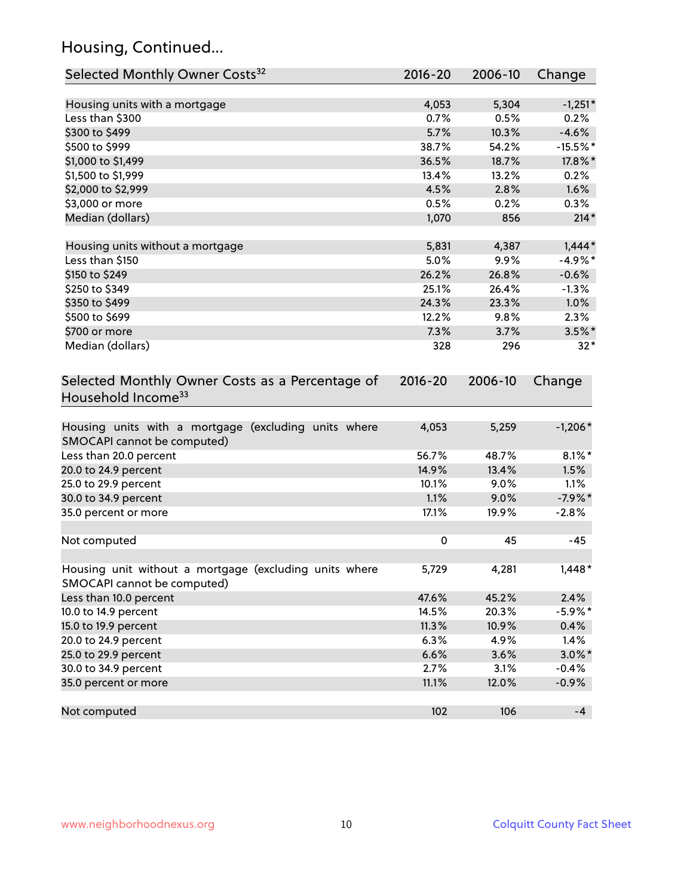## Housing, Continued...

| Selected Monthly Owner Costs[32] | 2016-20 | 2006-10 | Change |
|---|---|---|---|
| Housing units with a mortgage | 4,053 | 5,304 | -1,251* |
| Less than $300 | 0.7% | 0.5% | 0.2% |
| $300 to $499 | 5.7% | 10.3% | -4.6% |
| $500 to $999 | 38.7% | 54.2% | -15.5%* |
| $1,000 to $1,499 | 36.5% | 18.7% | 17.8%* |
| $1,500 to $1,999 | 13.4% | 13.2% | 0.2% |
| $2,000 to $2,999 | 4.5% | 2.8% | 1.6% |
| $3,000 or more | 0.5% | 0.2% | 0.3% |
| Median (dollars) | 1,070 | 856 | 214* |
| | | | |
| Housing units without a mortgage | 5,831 | 4,387 | 1,444* |
| Less than $150 | 5.0% | 9.9% | -4.9%* |
| $150 to $249 | 26.2% | 26.8% | -0.6% |
| $250 to $349 | 25.1% | 26.4% | -1.3% |
| $350 to $499 | 24.3% | 23.3% | 1.0% |
| $500 to $699 | 12.2% | 9.8% | 2.3% |
| $700 or more | 7.3% | 3.7% | 3.5%* |
| Median (dollars) | 328 | 296 | 32* |

| Selected Monthly Owner Costs as a Percentage of Household Income[33] | 2016-20 | 2006-10 | Change |
|---|---|---|---|
| Housing units with a mortgage (excluding units where SMOCAPI cannot be computed) | 4,053 | 5,259 | -1,206* |
| Less than 20.0 percent | 56.7% | 48.7% | 8.1%* |
| 20.0 to 24.9 percent | 14.9% | 13.4% | 1.5% |
| 25.0 to 29.9 percent | 10.1% | 9.0% | 1.1% |
| 30.0 to 34.9 percent | 1.1% | 9.0% | -7.9%* |
| 35.0 percent or more | 17.1% | 19.9% | -2.8% |
| | | | |
| Not computed | 0 | 45 | -45 |
| | | | |
| Housing unit without a mortgage (excluding units where SMOCAPI cannot be computed) | 5,729 | 4,281 | 1,448* |
| Less than 10.0 percent | 47.6% | 45.2% | 2.4% |
| 10.0 to 14.9 percent | 14.5% | 20.3% | -5.9%* |
| 15.0 to 19.9 percent | 11.3% | 10.9% | 0.4% |
| 20.0 to 24.9 percent | 6.3% | 4.9% | 1.4% |
| 25.0 to 29.9 percent | 6.6% | 3.6% | 3.0%* |
| 30.0 to 34.9 percent | 2.7% | 3.1% | -0.4% |
| 35.0 percent or more | 11.1% | 12.0% | -0.9% |
| | | | |
| Not computed | 102 | 106 | -4 |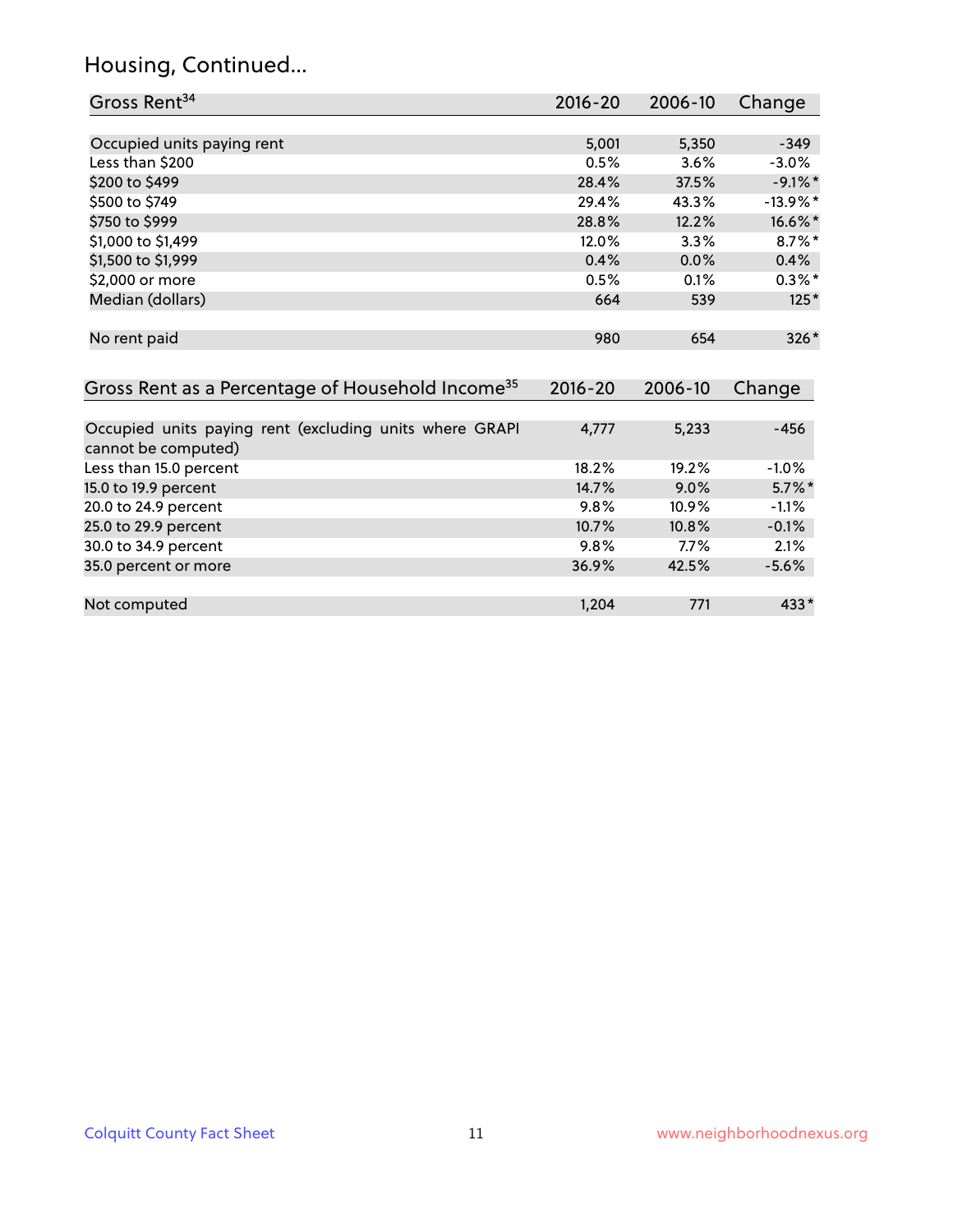## Housing, Continued...

| Gross Rent[34] | 2016-20 | 2006-10 | Change |
|---|---|---|---|
| Occupied units paying rent | 5,001 | 5,350 | -349 |
| Less than $200 | 0.5% | 3.6% | -3.0% |
| $200 to $499 | 28.4% | 37.5% | -9.1%* |
| $500 to $749 | 29.4% | 43.3% | -13.9%* |
| $750 to $999 | 28.8% | 12.2% | 16.6%* |
| $1,000 to $1,499 | 12.0% | 3.3% | 8.7%* |
| $1,500 to $1,999 | 0.4% | 0.0% | 0.4% |
| $2,000 or more | 0.5% | 0.1% | 0.3%* |
| Median (dollars) | 664 | 539 | 125* |
| No rent paid | 980 | 654 | 326* |

| Gross Rent as a Percentage of Household Income[35] | 2016-20 | 2006-10 | Change |
|---|---|---|---|
| Occupied units paying rent (excluding units where GRAPI cannot be computed) | 4,777 | 5,233 | -456 |
| Less than 15.0 percent | 18.2% | 19.2% | -1.0% |
| 15.0 to 19.9 percent | 14.7% | 9.0% | 5.7%* |
| 20.0 to 24.9 percent | 9.8% | 10.9% | -1.1% |
| 25.0 to 29.9 percent | 10.7% | 10.8% | -0.1% |
| 30.0 to 34.9 percent | 9.8% | 7.7% | 2.1% |
| 35.0 percent or more | 36.9% | 42.5% | -5.6% |
| Not computed | 1,204 | 771 | 433* |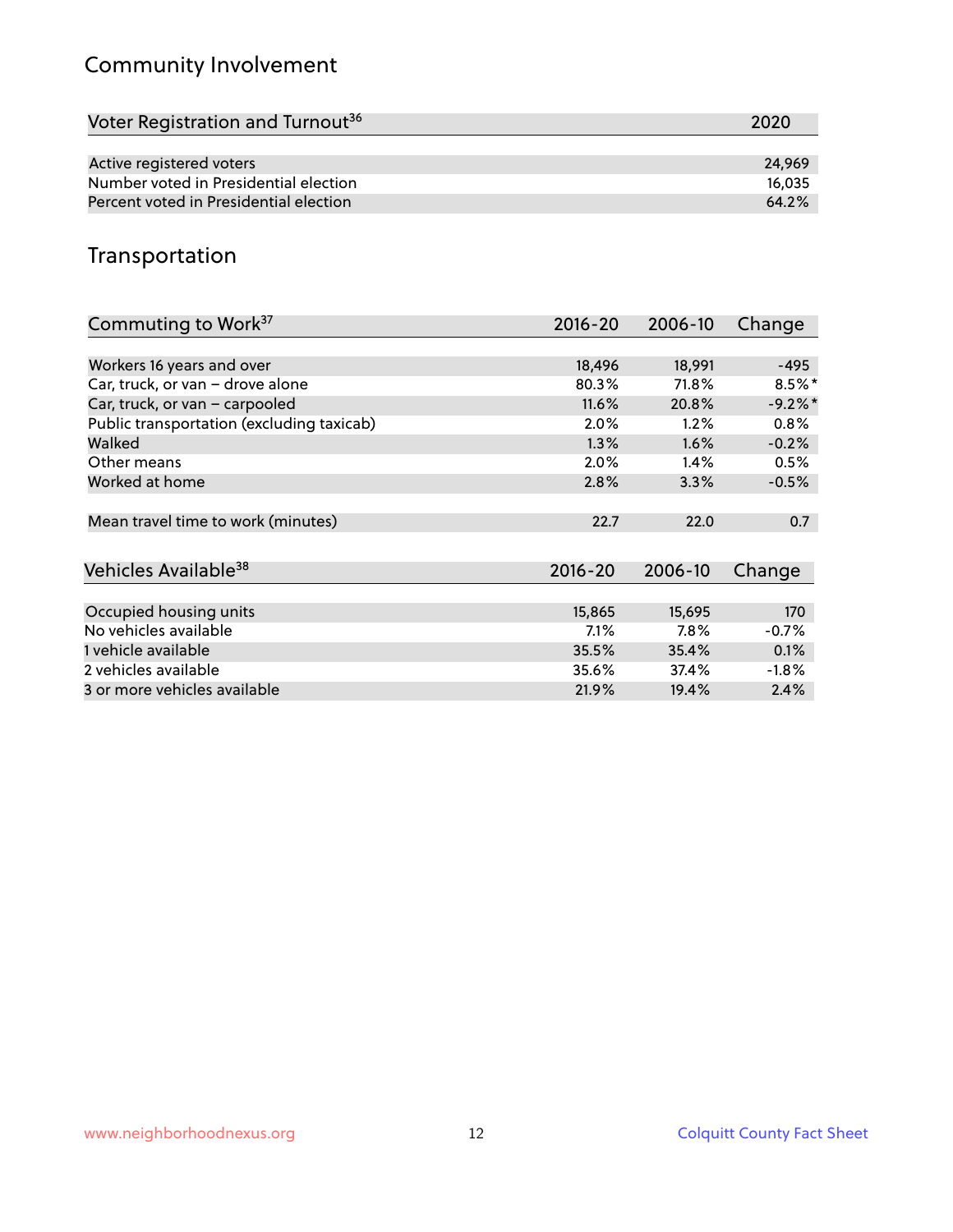## Community Involvement

| Voter Registration and Turnout[36] | 2020 |
|---|---|
| Active registered voters | 24,969 |
| Number voted in Presidential election | 16,035 |
| Percent voted in Presidential election | 64.2% |

## Transportation

| Commuting to Work[37] | 2016-20 | 2006-10 | Change |
|---|---|---|---|
| Workers 16 years and over | 18,496 | 18,991 | -495 |
| Car, truck, or van – drove alone | 80.3% | 71.8% | 8.5%* |
| Car, truck, or van – carpooled | 11.6% | 20.8% | -9.2%* |
| Public transportation (excluding taxicab) | 2.0% | 1.2% | 0.8% |
| Walked | 1.3% | 1.6% | -0.2% |
| Other means | 2.0% | 1.4% | 0.5% |
| Worked at home | 2.8% | 3.3% | -0.5% |
| Mean travel time to work (minutes) | 22.7 | 22.0 | 0.7 |

| Vehicles Available[38] | 2016-20 | 2006-10 | Change |
|---|---|---|---|
| Occupied housing units | 15,865 | 15,695 | 170 |
| No vehicles available | 7.1% | 7.8% | -0.7% |
| 1 vehicle available | 35.5% | 35.4% | 0.1% |
| 2 vehicles available | 35.6% | 37.4% | -1.8% |
| 3 or more vehicles available | 21.9% | 19.4% | 2.4% |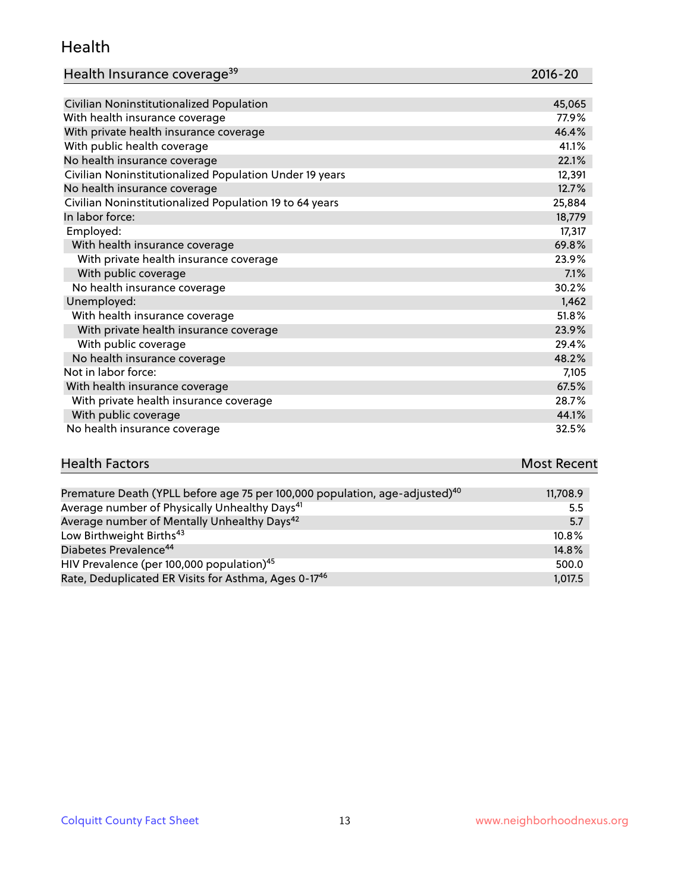## Health

| Health Insurance coverage[39] | 2016-20 |
|---|---|
| Civilian Noninstitutionalized Population | 45,065 |
| With health insurance coverage | 77.9% |
| With private health insurance coverage | 46.4% |
| With public health coverage | 41.1% |
| No health insurance coverage | 22.1% |
| Civilian Noninstitutionalized Population Under 19 years | 12,391 |
| No health insurance coverage | 12.7% |
| Civilian Noninstitutionalized Population 19 to 64 years | 25,884 |
| In labor force: | 18,779 |
| Employed: | 17,317 |
| With health insurance coverage | 69.8% |
| With private health insurance coverage | 23.9% |
| With public coverage | 7.1% |
| No health insurance coverage | 30.2% |
| Unemployed: | 1,462 |
| With health insurance coverage | 51.8% |
| With private health insurance coverage | 23.9% |
| With public coverage | 29.4% |
| No health insurance coverage | 48.2% |
| Not in labor force: | 7,105 |
| With health insurance coverage | 67.5% |
| With private health insurance coverage | 28.7% |
| With public coverage | 44.1% |
| No health insurance coverage | 32.5% |

| Health Factors | Most Recent |
|---|---|
| Premature Death (YPLL before age 75 per 100,000 population, age-adjusted)[40] | 11,708.9 |
| Average number of Physically Unhealthy Days[41] | 5.5 |
| Average number of Mentally Unhealthy Days[42] | 5.7 |
| Low Birthweight Births[43] | 10.8% |
| Diabetes Prevalence[44] | 14.8% |
| HIV Prevalence (per 100,000 population)[45] | 500.0 |
| Rate, Deduplicated ER Visits for Asthma, Ages 0-17[46] | 1,017.5 |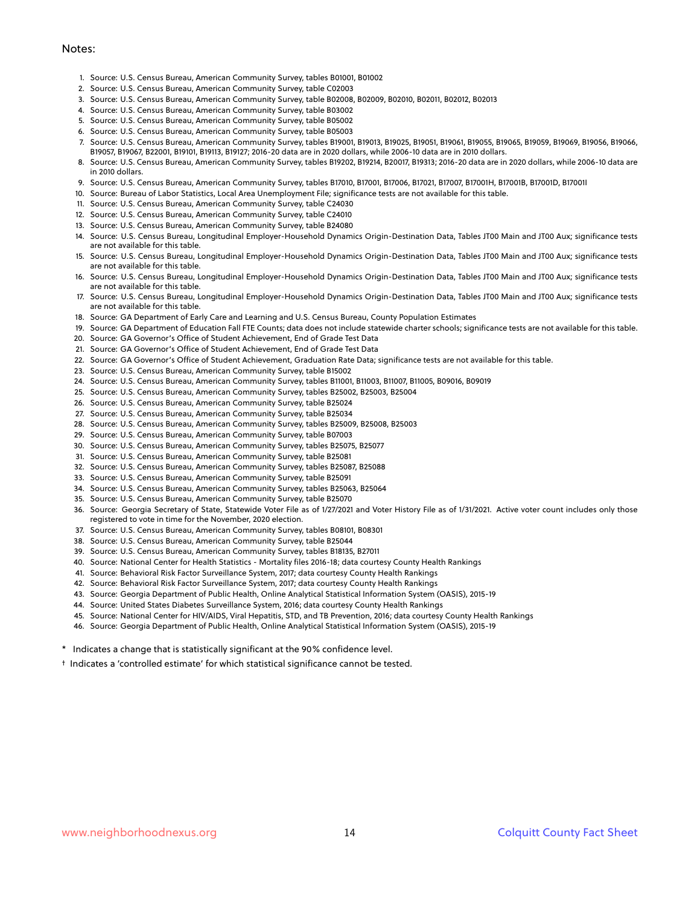Notes:

1. Source: U.S. Census Bureau, American Community Survey, tables B01001, B01002
2. Source: U.S. Census Bureau, American Community Survey, table C02003
3. Source: U.S. Census Bureau, American Community Survey, table B02008, B02009, B02010, B02011, B02012, B02013
4. Source: U.S. Census Bureau, American Community Survey, table B03002
5. Source: U.S. Census Bureau, American Community Survey, table B05002
6. Source: U.S. Census Bureau, American Community Survey, table B05003
7. Source: U.S. Census Bureau, American Community Survey, tables B19001, B19013, B19025, B19051, B19061, B19055, B19065, B19059, B19069, B19056, B19066, B19057, B19067, B22001, B19101, B19113, B19127; 2016-20 data are in 2020 dollars, while 2006-10 data are in 2010 dollars.
8. Source: U.S. Census Bureau, American Community Survey, tables B19202, B19214, B20017, B19313; 2016-20 data are in 2020 dollars, while 2006-10 data are in 2010 dollars.
9. Source: U.S. Census Bureau, American Community Survey, tables B17010, B17001, B17006, B17021, B17007, B17001H, B17001B, B17001D, B17001I
10. Source: Bureau of Labor Statistics, Local Area Unemployment File; significance tests are not available for this table.
11. Source: U.S. Census Bureau, American Community Survey, table C24030
12. Source: U.S. Census Bureau, American Community Survey, table C24010
13. Source: U.S. Census Bureau, American Community Survey, table B24080
14. Source: U.S. Census Bureau, Longitudinal Employer-Household Dynamics Origin-Destination Data, Tables JT00 Main and JT00 Aux; significance tests are not available for this table.
15. Source: U.S. Census Bureau, Longitudinal Employer-Household Dynamics Origin-Destination Data, Tables JT00 Main and JT00 Aux; significance tests are not available for this table.
16. Source: U.S. Census Bureau, Longitudinal Employer-Household Dynamics Origin-Destination Data, Tables JT00 Main and JT00 Aux; significance tests are not available for this table.
17. Source: U.S. Census Bureau, Longitudinal Employer-Household Dynamics Origin-Destination Data, Tables JT00 Main and JT00 Aux; significance tests are not available for this table.
18. Source: GA Department of Early Care and Learning and U.S. Census Bureau, County Population Estimates
19. Source: GA Department of Education Fall FTE Counts; data does not include statewide charter schools; significance tests are not available for this table.
20. Source: GA Governor's Office of Student Achievement, End of Grade Test Data
21. Source: GA Governor's Office of Student Achievement, End of Grade Test Data
22. Source: GA Governor's Office of Student Achievement, Graduation Rate Data; significance tests are not available for this table.
23. Source: U.S. Census Bureau, American Community Survey, table B15002
24. Source: U.S. Census Bureau, American Community Survey, tables B11001, B11003, B11007, B11005, B09016, B09019
25. Source: U.S. Census Bureau, American Community Survey, tables B25002, B25003, B25004
26. Source: U.S. Census Bureau, American Community Survey, table B25024
27. Source: U.S. Census Bureau, American Community Survey, table B25034
28. Source: U.S. Census Bureau, American Community Survey, tables B25009, B25008, B25003
29. Source: U.S. Census Bureau, American Community Survey, table B07003
30. Source: U.S. Census Bureau, American Community Survey, tables B25075, B25077
31. Source: U.S. Census Bureau, American Community Survey, table B25081
32. Source: U.S. Census Bureau, American Community Survey, tables B25087, B25088
33. Source: U.S. Census Bureau, American Community Survey, table B25091
34. Source: U.S. Census Bureau, American Community Survey, tables B25063, B25064
35. Source: U.S. Census Bureau, American Community Survey, table B25070
36. Source: Georgia Secretary of State, Statewide Voter File as of 1/27/2021 and Voter History File as of 1/31/2021. Active voter count includes only those registered to vote in time for the November, 2020 election.
37. Source: U.S. Census Bureau, American Community Survey, tables B08101, B08301
38. Source: U.S. Census Bureau, American Community Survey, table B25044
39. Source: U.S. Census Bureau, American Community Survey, tables B18135, B27011
40. Source: National Center for Health Statistics - Mortality files 2016-18; data courtesy County Health Rankings
41. Source: Behavioral Risk Factor Surveillance System, 2017; data courtesy County Health Rankings
42. Source: Behavioral Risk Factor Surveillance System, 2017; data courtesy County Health Rankings
43. Source: Georgia Department of Public Health, Online Analytical Statistical Information System (OASIS), 2015-19
44. Source: United States Diabetes Surveillance System, 2016; data courtesy County Health Rankings
45. Source: National Center for HIV/AIDS, Viral Hepatitis, STD, and TB Prevention, 2016; data courtesy County Health Rankings
46. Source: Georgia Department of Public Health, Online Analytical Statistical Information System (OASIS), 2015-19

\* Indicates a change that is statistically significant at the 90% confidence level.

† Indicates a 'controlled estimate' for which statistical significance cannot be tested.